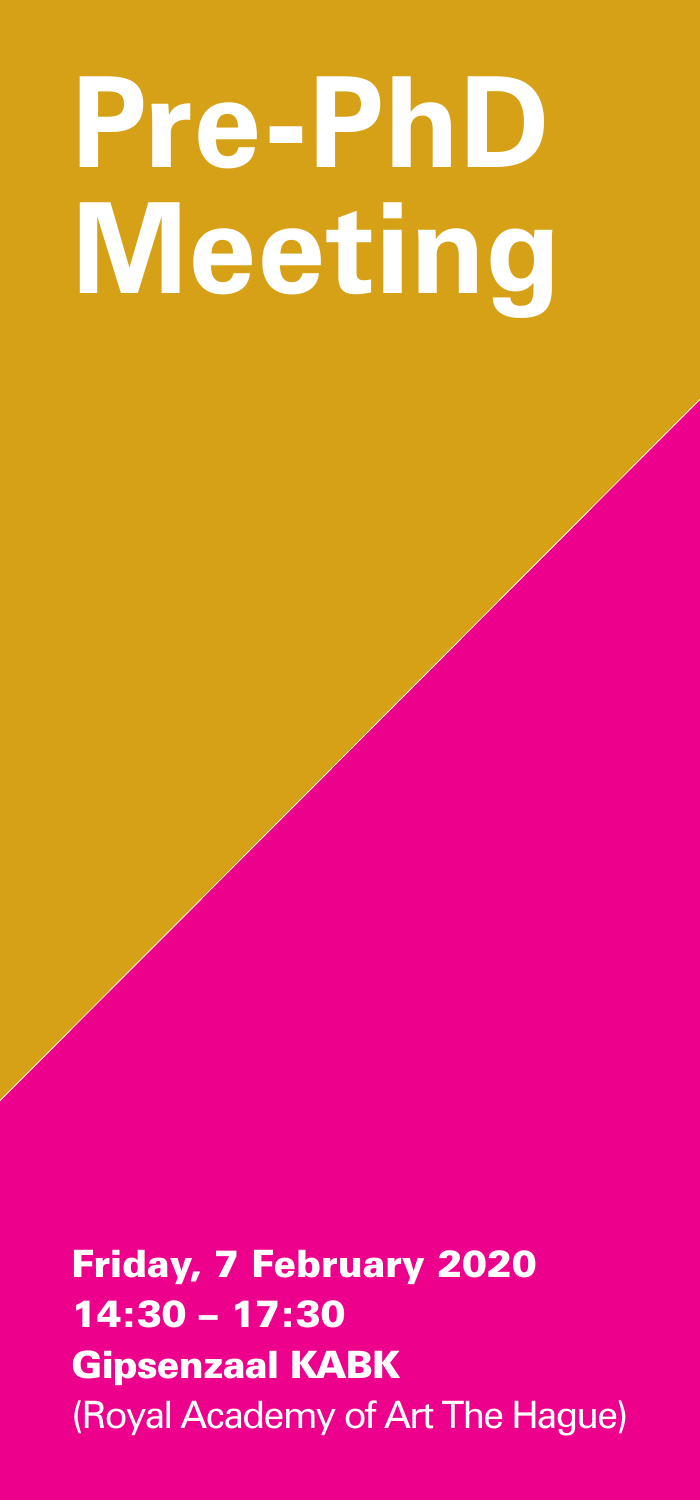# Pre-PhD Meeting

**Friday, 7 February 2020**
**14:30 – 17:30**
**Gipsenzaal KABK**
(Royal Academy of Art The Hague)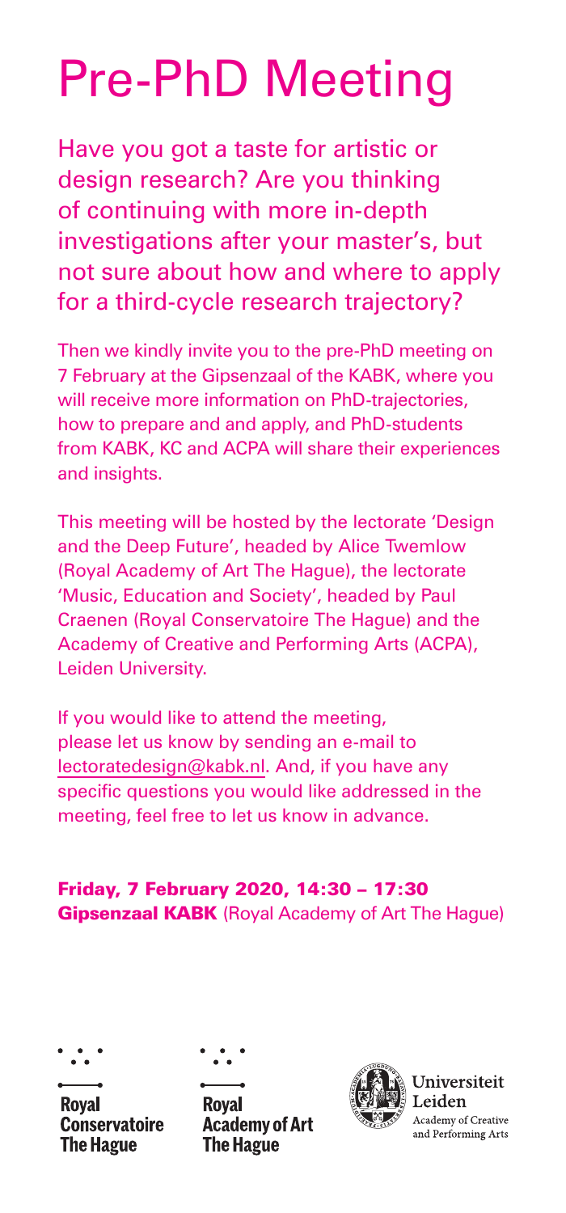# Pre-PhD Meeting

Have you got a taste for artistic or design research? Are you thinking of continuing with more in-depth investigations after your master's, but not sure about how and where to apply for a third-cycle research trajectory?

Then we kindly invite you to the pre-PhD meeting on 7 February at the Gipsenzaal of the KABK, where you will receive more information on PhD-trajectories, how to prepare and and apply, and PhD-students from KABK, KC and ACPA will share their experiences and insights.

This meeting will be hosted by the lectorate 'Design and the Deep Future', headed by Alice Twemlow (Royal Academy of Art The Hague), the lectorate 'Music, Education and Society', headed by Paul Craenen (Royal Conservatoire The Hague) and the Academy of Creative and Performing Arts (ACPA), Leiden University.

If you would like to attend the meeting, please let us know by sending an e-mail to lectoratedesign@kabk.nl. And, if you have any specific questions you would like addressed in the meeting, feel free to let us know in advance.

**Friday, 7 February 2020, 14:30 – 17:30**
**Gipsenzaal KABK** (Royal Academy of Art The Hague)

Royal Conservatoire The Hague

Royal Academy of Art The Hague

Universiteit Leiden
Academy of Creative and Performing Arts